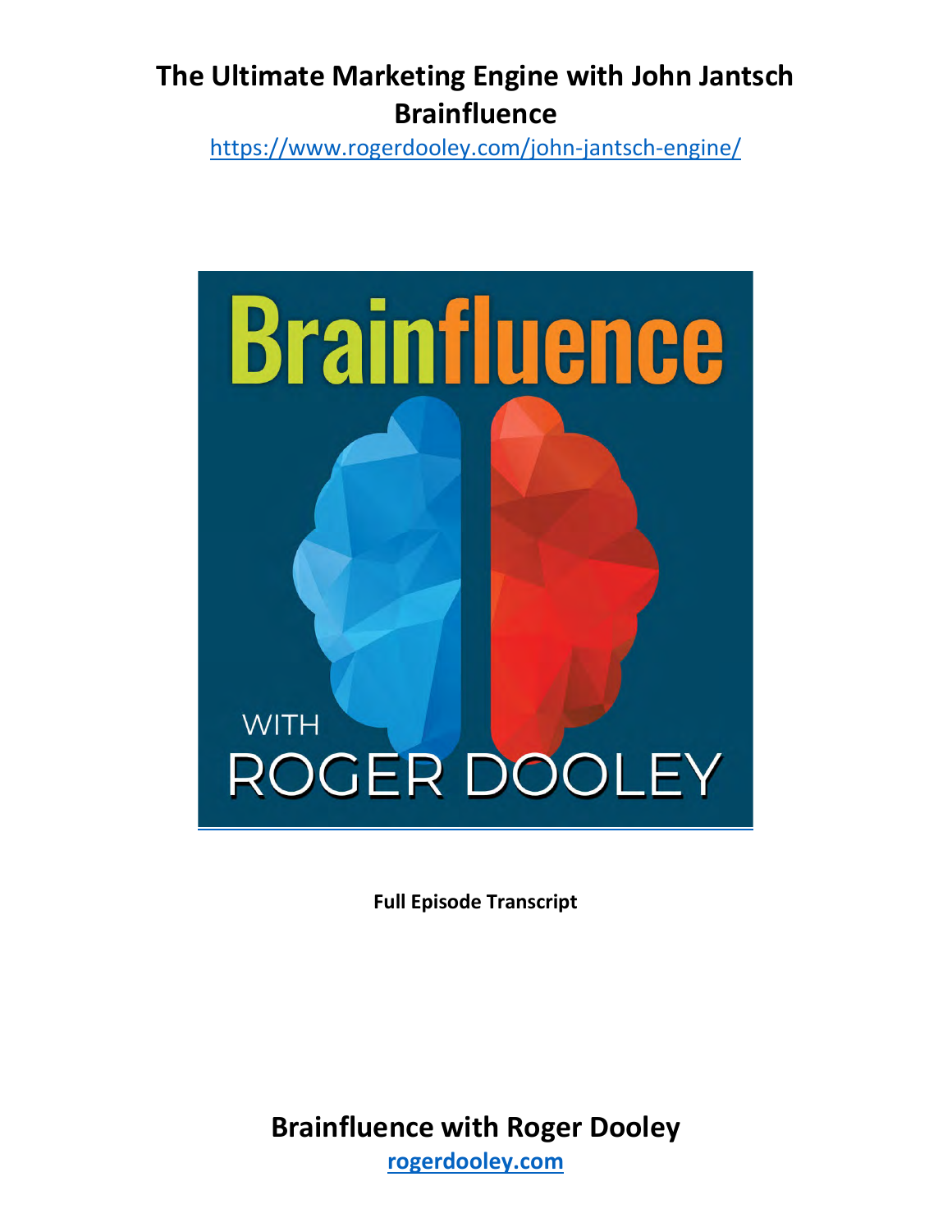# The Ultimate Marketing Engine with John Jantsch
# Brainfluence

https://www.rogerdooley.com/john-jantsch-engine/

**Full Episode Transcript**

## Brainfluence with Roger Dooley

**rogerdooley.com**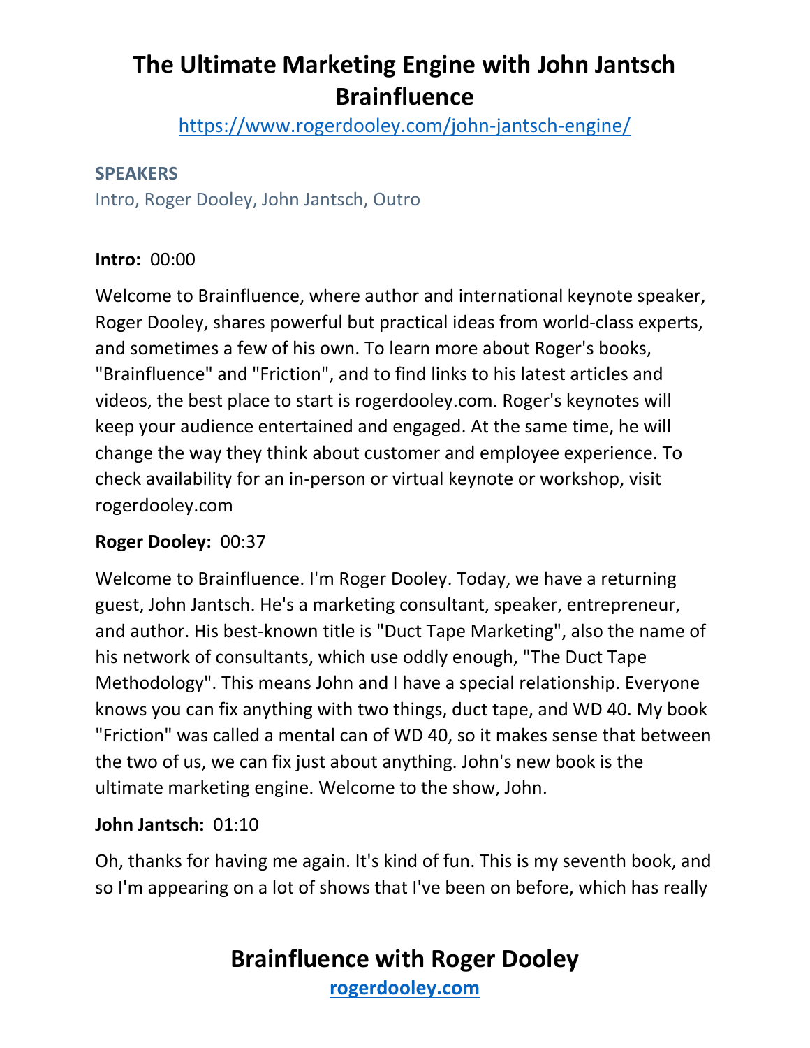# The Ultimate Marketing Engine with John Jantsch Brainfluence

https://www.rogerdooley.com/john-jantsch-engine/

**SPEAKERS**

Intro, Roger Dooley, John Jantsch, Outro

**Intro:** 00:00

Welcome to Brainfluence, where author and international keynote speaker, Roger Dooley, shares powerful but practical ideas from world-class experts, and sometimes a few of his own. To learn more about Roger's books, "Brainfluence" and "Friction", and to find links to his latest articles and videos, the best place to start is rogerdooley.com. Roger's keynotes will keep your audience entertained and engaged. At the same time, he will change the way they think about customer and employee experience. To check availability for an in-person or virtual keynote or workshop, visit rogerdooley.com

**Roger Dooley:** 00:37

Welcome to Brainfluence. I'm Roger Dooley. Today, we have a returning guest, John Jantsch. He's a marketing consultant, speaker, entrepreneur, and author. His best-known title is "Duct Tape Marketing", also the name of his network of consultants, which use oddly enough, "The Duct Tape Methodology". This means John and I have a special relationship. Everyone knows you can fix anything with two things, duct tape, and WD 40. My book "Friction" was called a mental can of WD 40, so it makes sense that between the two of us, we can fix just about anything. John's new book is the ultimate marketing engine. Welcome to the show, John.

**John Jantsch:** 01:10

Oh, thanks for having me again. It's kind of fun. This is my seventh book, and so I'm appearing on a lot of shows that I've been on before, which has really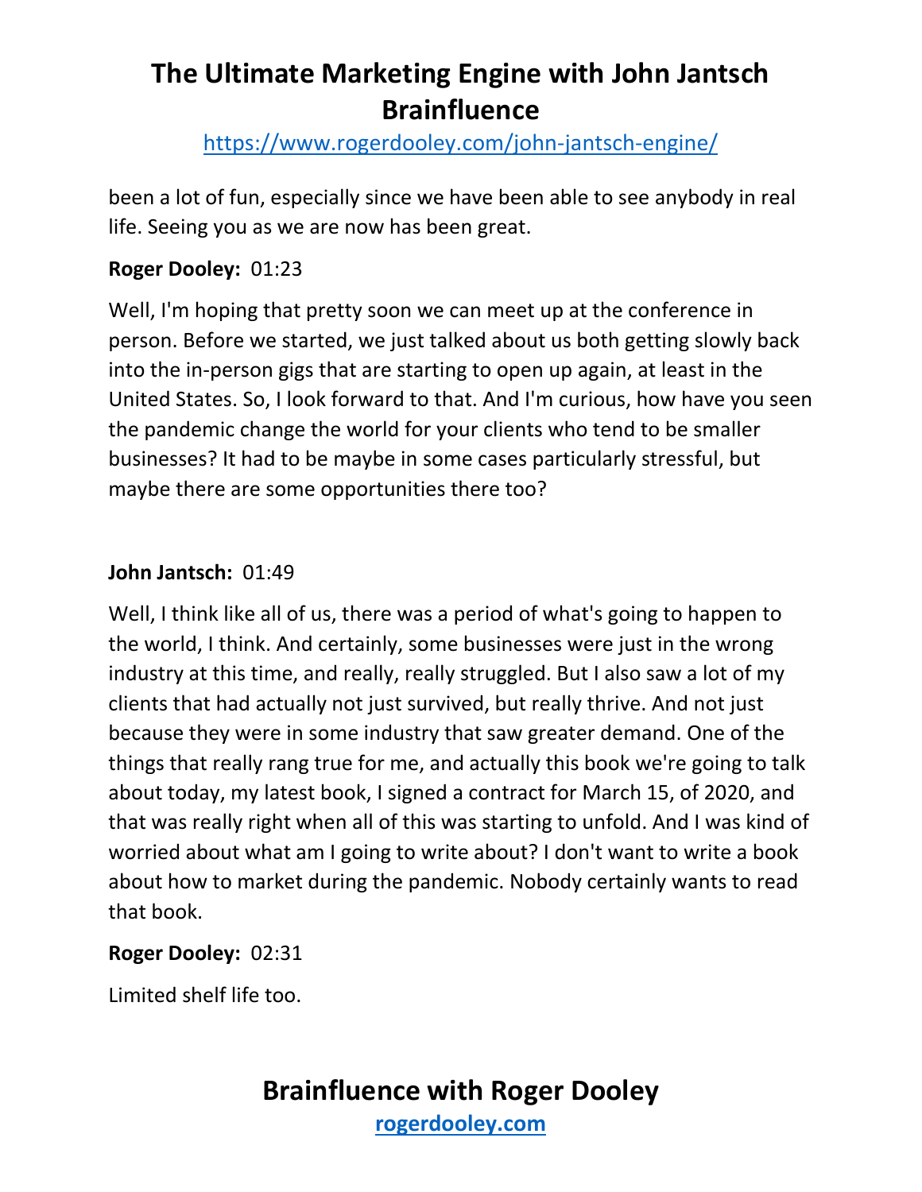been a lot of fun, especially since we have been able to see anybody in real life. Seeing you as we are now has been great.

**Roger Dooley:** 01:23

Well, I'm hoping that pretty soon we can meet up at the conference in person. Before we started, we just talked about us both getting slowly back into the in-person gigs that are starting to open up again, at least in the United States. So, I look forward to that. And I'm curious, how have you seen the pandemic change the world for your clients who tend to be smaller businesses? It had to be maybe in some cases particularly stressful, but maybe there are some opportunities there too?

**John Jantsch:** 01:49

Well, I think like all of us, there was a period of what's going to happen to the world, I think. And certainly, some businesses were just in the wrong industry at this time, and really, really struggled. But I also saw a lot of my clients that had actually not just survived, but really thrive. And not just because they were in some industry that saw greater demand. One of the things that really rang true for me, and actually this book we're going to talk about today, my latest book, I signed a contract for March 15, of 2020, and that was really right when all of this was starting to unfold. And I was kind of worried about what am I going to write about? I don't want to write a book about how to market during the pandemic. Nobody certainly wants to read that book.

**Roger Dooley:** 02:31

Limited shelf life too.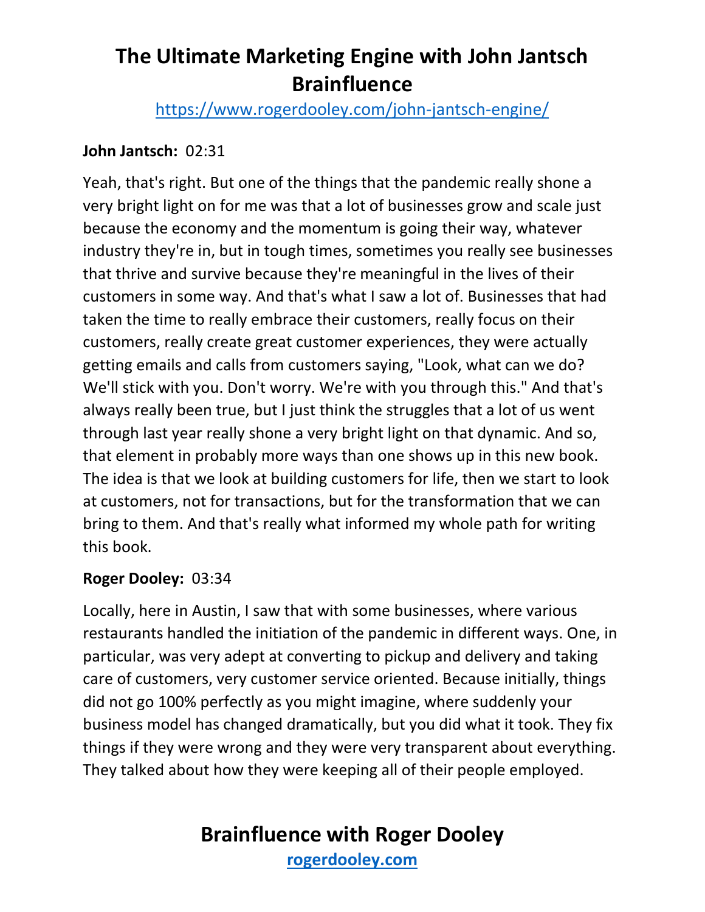**John Jantsch:** 02:31

Yeah, that's right. But one of the things that the pandemic really shone a very bright light on for me was that a lot of businesses grow and scale just because the economy and the momentum is going their way, whatever industry they're in, but in tough times, sometimes you really see businesses that thrive and survive because they're meaningful in the lives of their customers in some way. And that's what I saw a lot of. Businesses that had taken the time to really embrace their customers, really focus on their customers, really create great customer experiences, they were actually getting emails and calls from customers saying, "Look, what can we do? We'll stick with you. Don't worry. We're with you through this." And that's always really been true, but I just think the struggles that a lot of us went through last year really shone a very bright light on that dynamic. And so, that element in probably more ways than one shows up in this new book. The idea is that we look at building customers for life, then we start to look at customers, not for transactions, but for the transformation that we can bring to them. And that's really what informed my whole path for writing this book.

**Roger Dooley:** 03:34

Locally, here in Austin, I saw that with some businesses, where various restaurants handled the initiation of the pandemic in different ways. One, in particular, was very adept at converting to pickup and delivery and taking care of customers, very customer service oriented. Because initially, things did not go 100% perfectly as you might imagine, where suddenly your business model has changed dramatically, but you did what it took. They fix things if they were wrong and they were very transparent about everything. They talked about how they were keeping all of their people employed.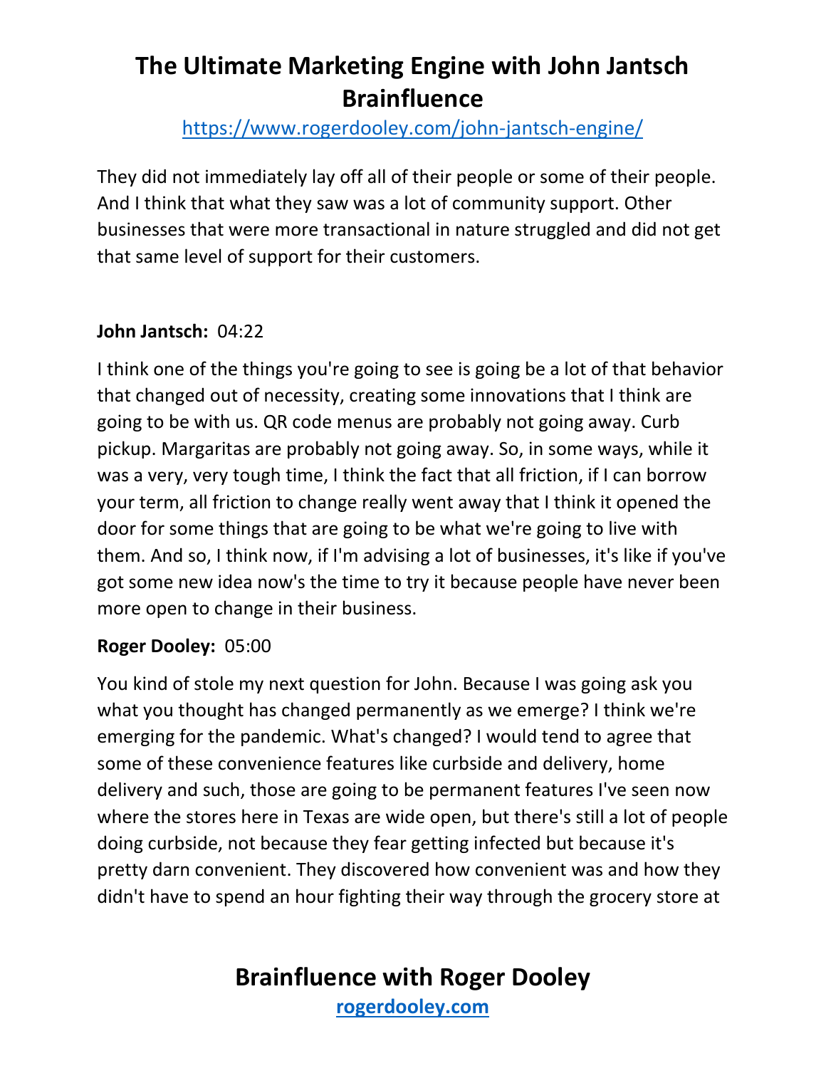They did not immediately lay off all of their people or some of their people. And I think that what they saw was a lot of community support. Other businesses that were more transactional in nature struggled and did not get that same level of support for their customers.

**John Jantsch:** 04:22

I think one of the things you're going to see is going be a lot of that behavior that changed out of necessity, creating some innovations that I think are going to be with us. QR code menus are probably not going away. Curb pickup. Margaritas are probably not going away. So, in some ways, while it was a very, very tough time, I think the fact that all friction, if I can borrow your term, all friction to change really went away that I think it opened the door for some things that are going to be what we're going to live with them. And so, I think now, if I'm advising a lot of businesses, it's like if you've got some new idea now's the time to try it because people have never been more open to change in their business.

**Roger Dooley:** 05:00

You kind of stole my next question for John. Because I was going ask you what you thought has changed permanently as we emerge? I think we're emerging for the pandemic. What's changed? I would tend to agree that some of these convenience features like curbside and delivery, home delivery and such, those are going to be permanent features I've seen now where the stores here in Texas are wide open, but there's still a lot of people doing curbside, not because they fear getting infected but because it's pretty darn convenient. They discovered how convenient was and how they didn't have to spend an hour fighting their way through the grocery store at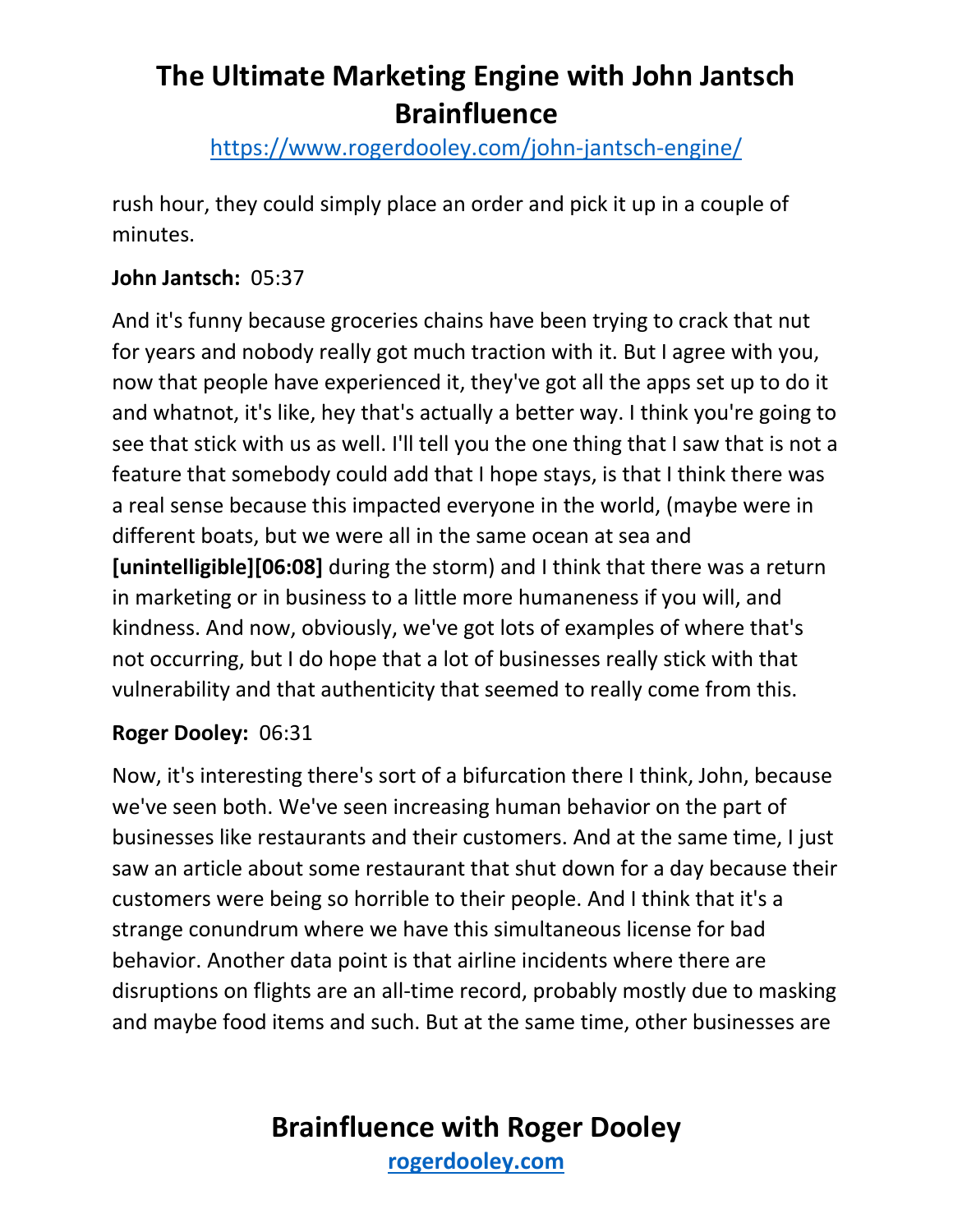rush hour, they could simply place an order and pick it up in a couple of minutes.

**John Jantsch:** 05:37

And it's funny because groceries chains have been trying to crack that nut for years and nobody really got much traction with it. But I agree with you, now that people have experienced it, they've got all the apps set up to do it and whatnot, it's like, hey that's actually a better way. I think you're going to see that stick with us as well. I'll tell you the one thing that I saw that is not a feature that somebody could add that I hope stays, is that I think there was a real sense because this impacted everyone in the world, (maybe were in different boats, but we were all in the same ocean at sea and **[unintelligible][06:08]** during the storm) and I think that there was a return in marketing or in business to a little more humaneness if you will, and kindness. And now, obviously, we've got lots of examples of where that's not occurring, but I do hope that a lot of businesses really stick with that vulnerability and that authenticity that seemed to really come from this.

**Roger Dooley:** 06:31

Now, it's interesting there's sort of a bifurcation there I think, John, because we've seen both. We've seen increasing human behavior on the part of businesses like restaurants and their customers. And at the same time, I just saw an article about some restaurant that shut down for a day because their customers were being so horrible to their people. And I think that it's a strange conundrum where we have this simultaneous license for bad behavior. Another data point is that airline incidents where there are disruptions on flights are an all-time record, probably mostly due to masking and maybe food items and such. But at the same time, other businesses are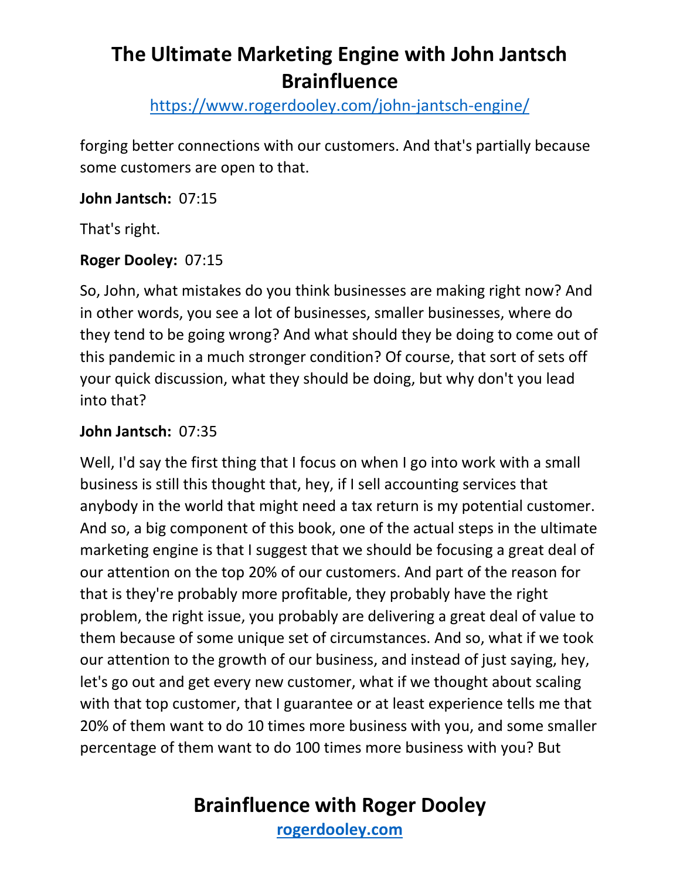forging better connections with our customers. And that's partially because some customers are open to that.

**John Jantsch:** 07:15

That's right.

**Roger Dooley:** 07:15

So, John, what mistakes do you think businesses are making right now? And in other words, you see a lot of businesses, smaller businesses, where do they tend to be going wrong? And what should they be doing to come out of this pandemic in a much stronger condition? Of course, that sort of sets off your quick discussion, what they should be doing, but why don't you lead into that?

**John Jantsch:** 07:35

Well, I'd say the first thing that I focus on when I go into work with a small business is still this thought that, hey, if I sell accounting services that anybody in the world that might need a tax return is my potential customer. And so, a big component of this book, one of the actual steps in the ultimate marketing engine is that I suggest that we should be focusing a great deal of our attention on the top 20% of our customers. And part of the reason for that is they're probably more profitable, they probably have the right problem, the right issue, you probably are delivering a great deal of value to them because of some unique set of circumstances. And so, what if we took our attention to the growth of our business, and instead of just saying, hey, let's go out and get every new customer, what if we thought about scaling with that top customer, that I guarantee or at least experience tells me that 20% of them want to do 10 times more business with you, and some smaller percentage of them want to do 100 times more business with you? But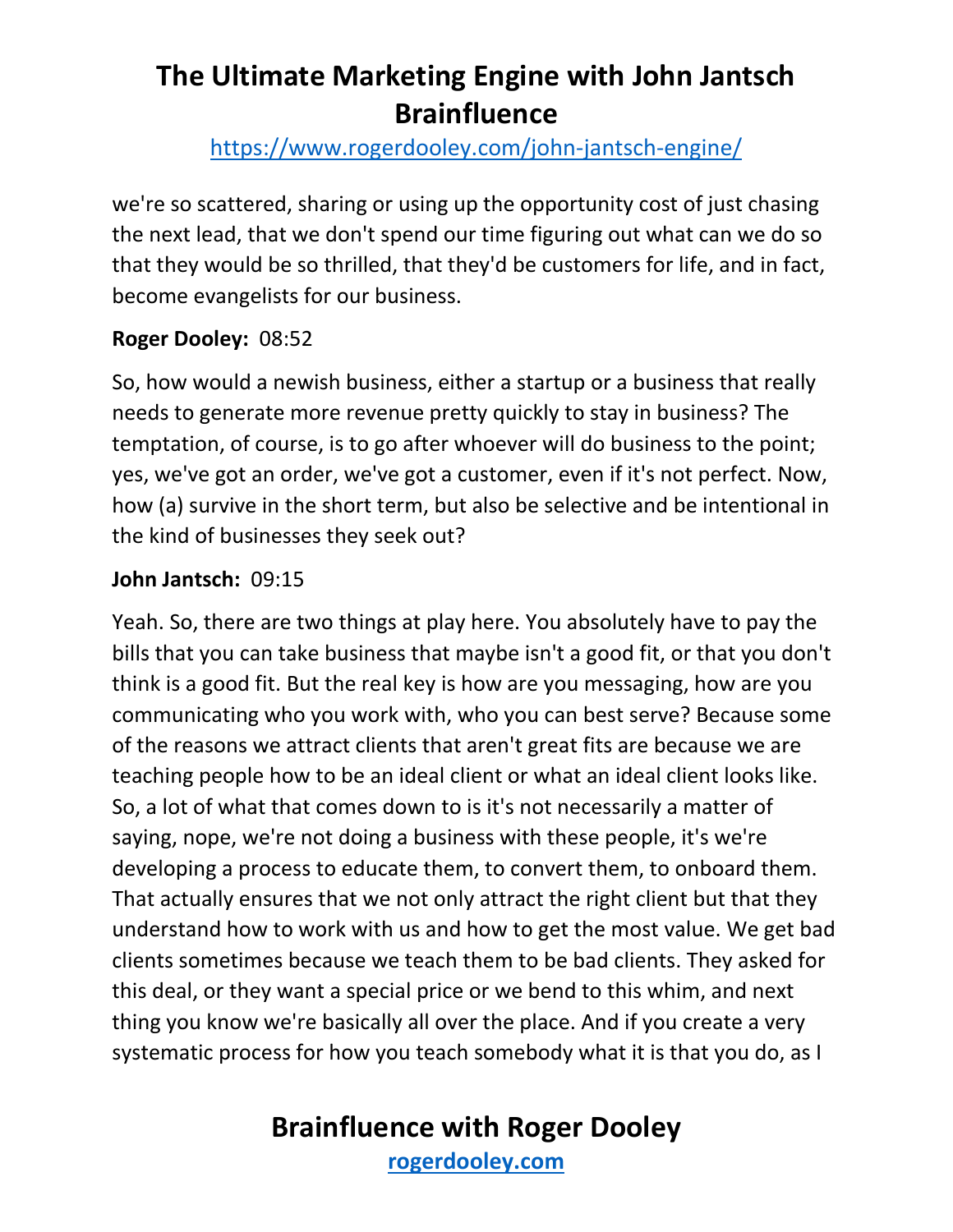we're so scattered, sharing or using up the opportunity cost of just chasing the next lead, that we don't spend our time figuring out what can we do so that they would be so thrilled, that they'd be customers for life, and in fact, become evangelists for our business.

**Roger Dooley:** 08:52

So, how would a newish business, either a startup or a business that really needs to generate more revenue pretty quickly to stay in business? The temptation, of course, is to go after whoever will do business to the point; yes, we've got an order, we've got a customer, even if it's not perfect. Now, how (a) survive in the short term, but also be selective and be intentional in the kind of businesses they seek out?

**John Jantsch:** 09:15

Yeah. So, there are two things at play here. You absolutely have to pay the bills that you can take business that maybe isn't a good fit, or that you don't think is a good fit. But the real key is how are you messaging, how are you communicating who you work with, who you can best serve? Because some of the reasons we attract clients that aren't great fits are because we are teaching people how to be an ideal client or what an ideal client looks like. So, a lot of what that comes down to is it's not necessarily a matter of saying, nope, we're not doing a business with these people, it's we're developing a process to educate them, to convert them, to onboard them. That actually ensures that we not only attract the right client but that they understand how to work with us and how to get the most value. We get bad clients sometimes because we teach them to be bad clients. They asked for this deal, or they want a special price or we bend to this whim, and next thing you know we're basically all over the place. And if you create a very systematic process for how you teach somebody what it is that you do, as I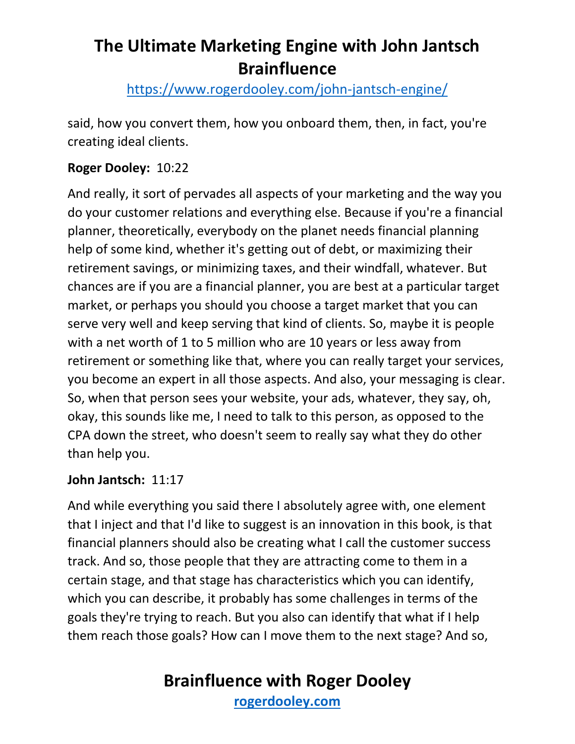said, how you convert them, how you onboard them, then, in fact, you're creating ideal clients.

**Roger Dooley:** 10:22

And really, it sort of pervades all aspects of your marketing and the way you do your customer relations and everything else. Because if you're a financial planner, theoretically, everybody on the planet needs financial planning help of some kind, whether it's getting out of debt, or maximizing their retirement savings, or minimizing taxes, and their windfall, whatever. But chances are if you are a financial planner, you are best at a particular target market, or perhaps you should you choose a target market that you can serve very well and keep serving that kind of clients. So, maybe it is people with a net worth of 1 to 5 million who are 10 years or less away from retirement or something like that, where you can really target your services, you become an expert in all those aspects. And also, your messaging is clear. So, when that person sees your website, your ads, whatever, they say, oh, okay, this sounds like me, I need to talk to this person, as opposed to the CPA down the street, who doesn't seem to really say what they do other than help you.

**John Jantsch:** 11:17

And while everything you said there I absolutely agree with, one element that I inject and that I'd like to suggest is an innovation in this book, is that financial planners should also be creating what I call the customer success track. And so, those people that they are attracting come to them in a certain stage, and that stage has characteristics which you can identify, which you can describe, it probably has some challenges in terms of the goals they're trying to reach. But you also can identify that what if I help them reach those goals? How can I move them to the next stage? And so,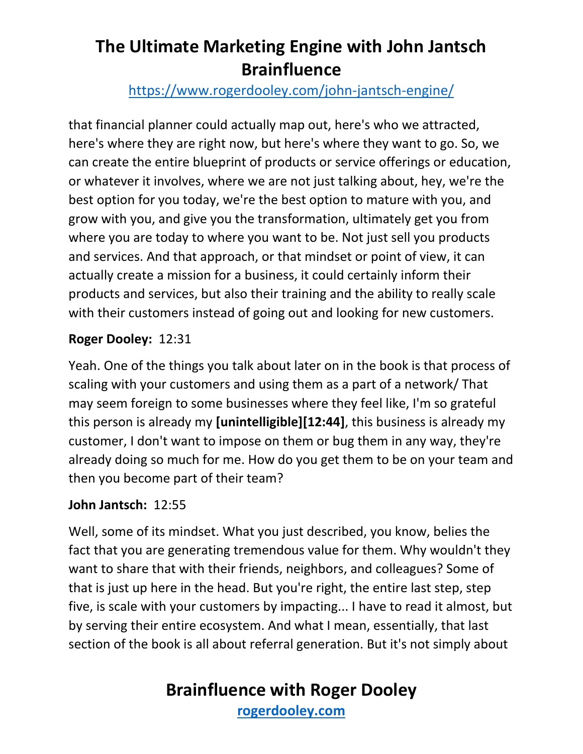that financial planner could actually map out, here's who we attracted, here's where they are right now, but here's where they want to go. So, we can create the entire blueprint of products or service offerings or education, or whatever it involves, where we are not just talking about, hey, we're the best option for you today, we're the best option to mature with you, and grow with you, and give you the transformation, ultimately get you from where you are today to where you want to be. Not just sell you products and services. And that approach, or that mindset or point of view, it can actually create a mission for a business, it could certainly inform their products and services, but also their training and the ability to really scale with their customers instead of going out and looking for new customers.

**Roger Dooley:** 12:31

Yeah. One of the things you talk about later on in the book is that process of scaling with your customers and using them as a part of a network/ That may seem foreign to some businesses where they feel like, I'm so grateful this person is already my **[unintelligible][12:44]**, this business is already my customer, I don't want to impose on them or bug them in any way, they're already doing so much for me. How do you get them to be on your team and then you become part of their team?

**John Jantsch:** 12:55

Well, some of its mindset. What you just described, you know, belies the fact that you are generating tremendous value for them. Why wouldn't they want to share that with their friends, neighbors, and colleagues? Some of that is just up here in the head. But you're right, the entire last step, step five, is scale with your customers by impacting... I have to read it almost, but by serving their entire ecosystem. And what I mean, essentially, that last section of the book is all about referral generation. But it's not simply about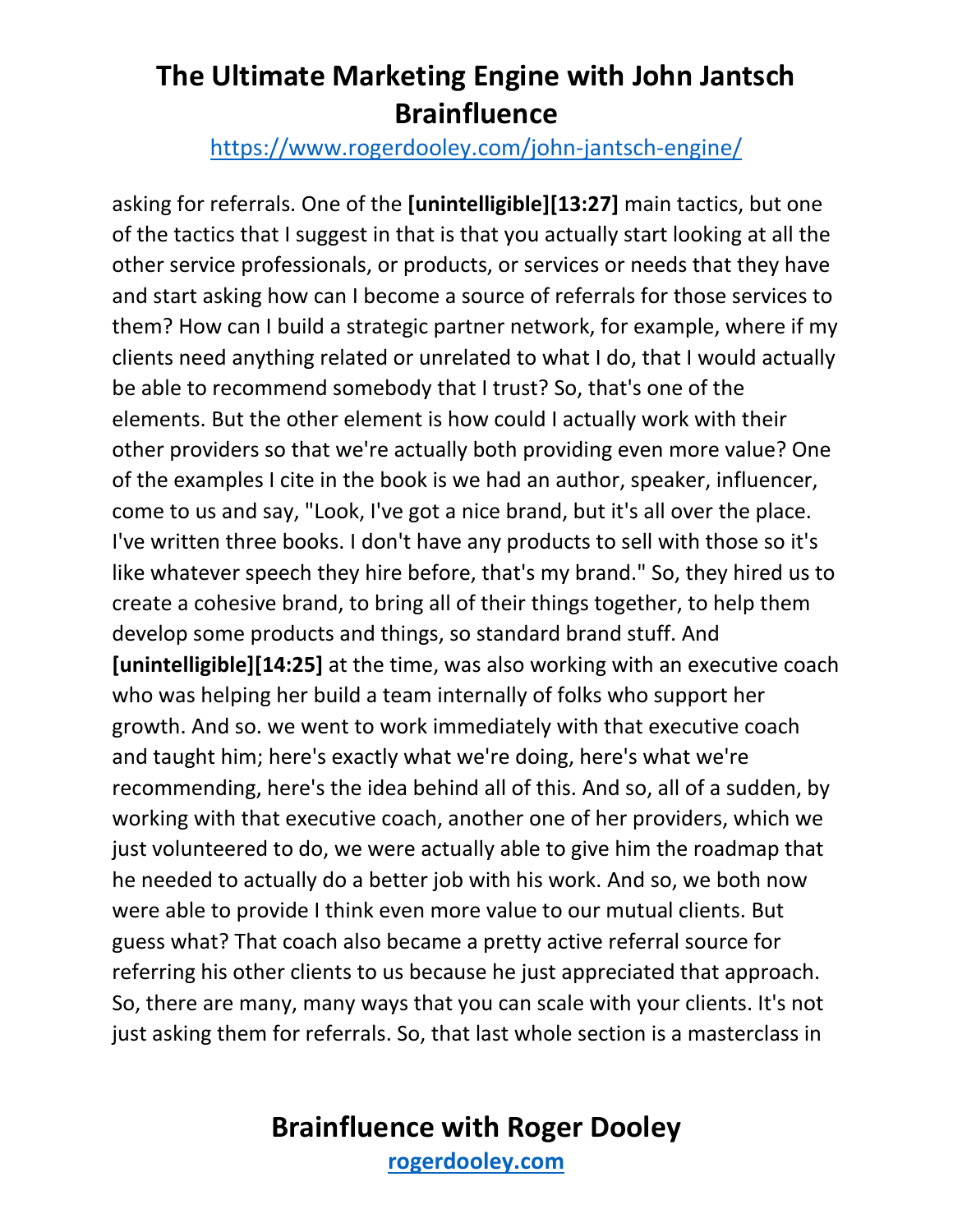asking for referrals. One of the **[unintelligible][13:27]** main tactics, but one of the tactics that I suggest in that is that you actually start looking at all the other service professionals, or products, or services or needs that they have and start asking how can I become a source of referrals for those services to them? How can I build a strategic partner network, for example, where if my clients need anything related or unrelated to what I do, that I would actually be able to recommend somebody that I trust? So, that's one of the elements. But the other element is how could I actually work with their other providers so that we're actually both providing even more value? One of the examples I cite in the book is we had an author, speaker, influencer, come to us and say, "Look, I've got a nice brand, but it's all over the place. I've written three books. I don't have any products to sell with those so it's like whatever speech they hire before, that's my brand." So, they hired us to create a cohesive brand, to bring all of their things together, to help them develop some products and things, so standard brand stuff. And **[unintelligible][14:25]** at the time, was also working with an executive coach who was helping her build a team internally of folks who support her growth. And so. we went to work immediately with that executive coach and taught him; here's exactly what we're doing, here's what we're recommending, here's the idea behind all of this. And so, all of a sudden, by working with that executive coach, another one of her providers, which we just volunteered to do, we were actually able to give him the roadmap that he needed to actually do a better job with his work. And so, we both now were able to provide I think even more value to our mutual clients. But guess what? That coach also became a pretty active referral source for referring his other clients to us because he just appreciated that approach. So, there are many, many ways that you can scale with your clients. It's not just asking them for referrals. So, that last whole section is a masterclass in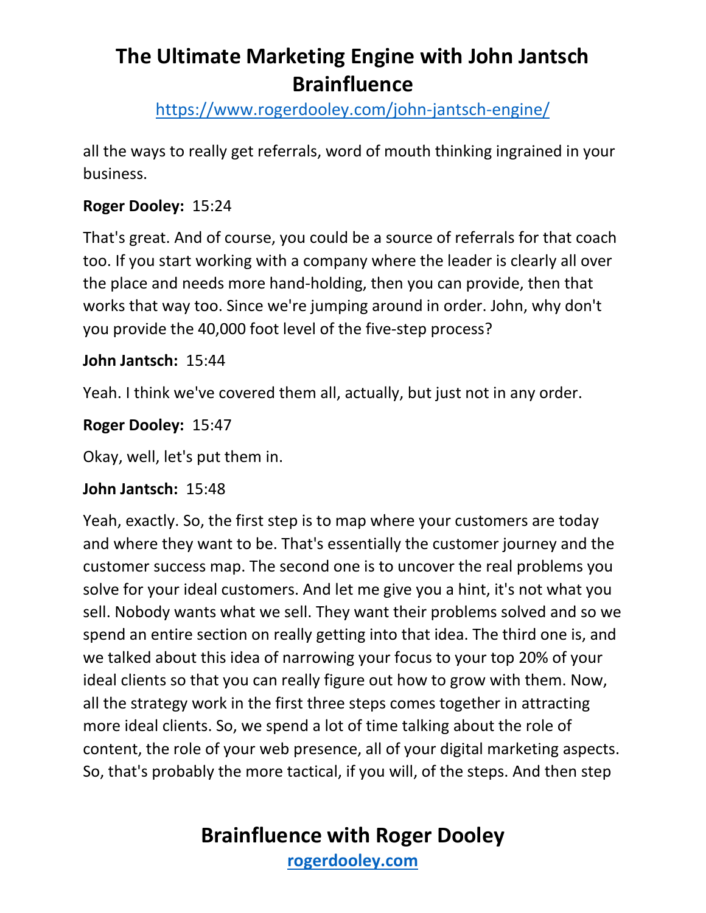all the ways to really get referrals, word of mouth thinking ingrained in your business.

**Roger Dooley:** 15:24

That's great. And of course, you could be a source of referrals for that coach too. If you start working with a company where the leader is clearly all over the place and needs more hand-holding, then you can provide, then that works that way too. Since we're jumping around in order. John, why don't you provide the 40,000 foot level of the five-step process?

**John Jantsch:** 15:44

Yeah. I think we've covered them all, actually, but just not in any order.

**Roger Dooley:** 15:47

Okay, well, let's put them in.

**John Jantsch:** 15:48

Yeah, exactly. So, the first step is to map where your customers are today and where they want to be. That's essentially the customer journey and the customer success map. The second one is to uncover the real problems you solve for your ideal customers. And let me give you a hint, it's not what you sell. Nobody wants what we sell. They want their problems solved and so we spend an entire section on really getting into that idea. The third one is, and we talked about this idea of narrowing your focus to your top 20% of your ideal clients so that you can really figure out how to grow with them. Now, all the strategy work in the first three steps comes together in attracting more ideal clients. So, we spend a lot of time talking about the role of content, the role of your web presence, all of your digital marketing aspects. So, that's probably the more tactical, if you will, of the steps. And then step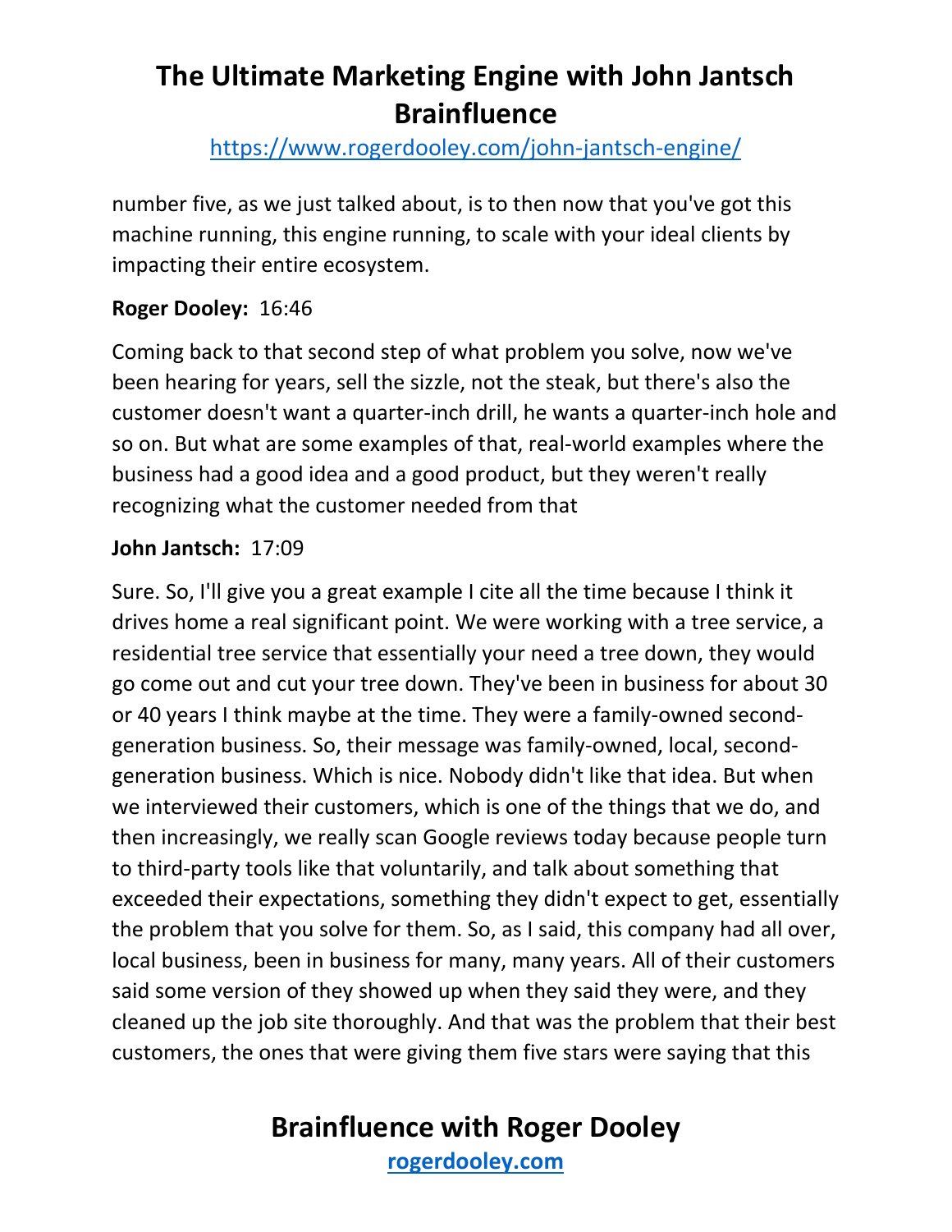number five, as we just talked about, is to then now that you've got this machine running, this engine running, to scale with your ideal clients by impacting their entire ecosystem.

**Roger Dooley:** 16:46

Coming back to that second step of what problem you solve, now we've been hearing for years, sell the sizzle, not the steak, but there's also the customer doesn't want a quarter-inch drill, he wants a quarter-inch hole and so on. But what are some examples of that, real-world examples where the business had a good idea and a good product, but they weren't really recognizing what the customer needed from that

**John Jantsch:** 17:09

Sure. So, I'll give you a great example I cite all the time because I think it drives home a real significant point. We were working with a tree service, a residential tree service that essentially your need a tree down, they would go come out and cut your tree down. They've been in business for about 30 or 40 years I think maybe at the time. They were a family-owned second-generation business. So, their message was family-owned, local, second-generation business. Which is nice. Nobody didn't like that idea. But when we interviewed their customers, which is one of the things that we do, and then increasingly, we really scan Google reviews today because people turn to third-party tools like that voluntarily, and talk about something that exceeded their expectations, something they didn't expect to get, essentially the problem that you solve for them. So, as I said, this company had all over, local business, been in business for many, many years. All of their customers said some version of they showed up when they said they were, and they cleaned up the job site thoroughly. And that was the problem that their best customers, the ones that were giving them five stars were saying that this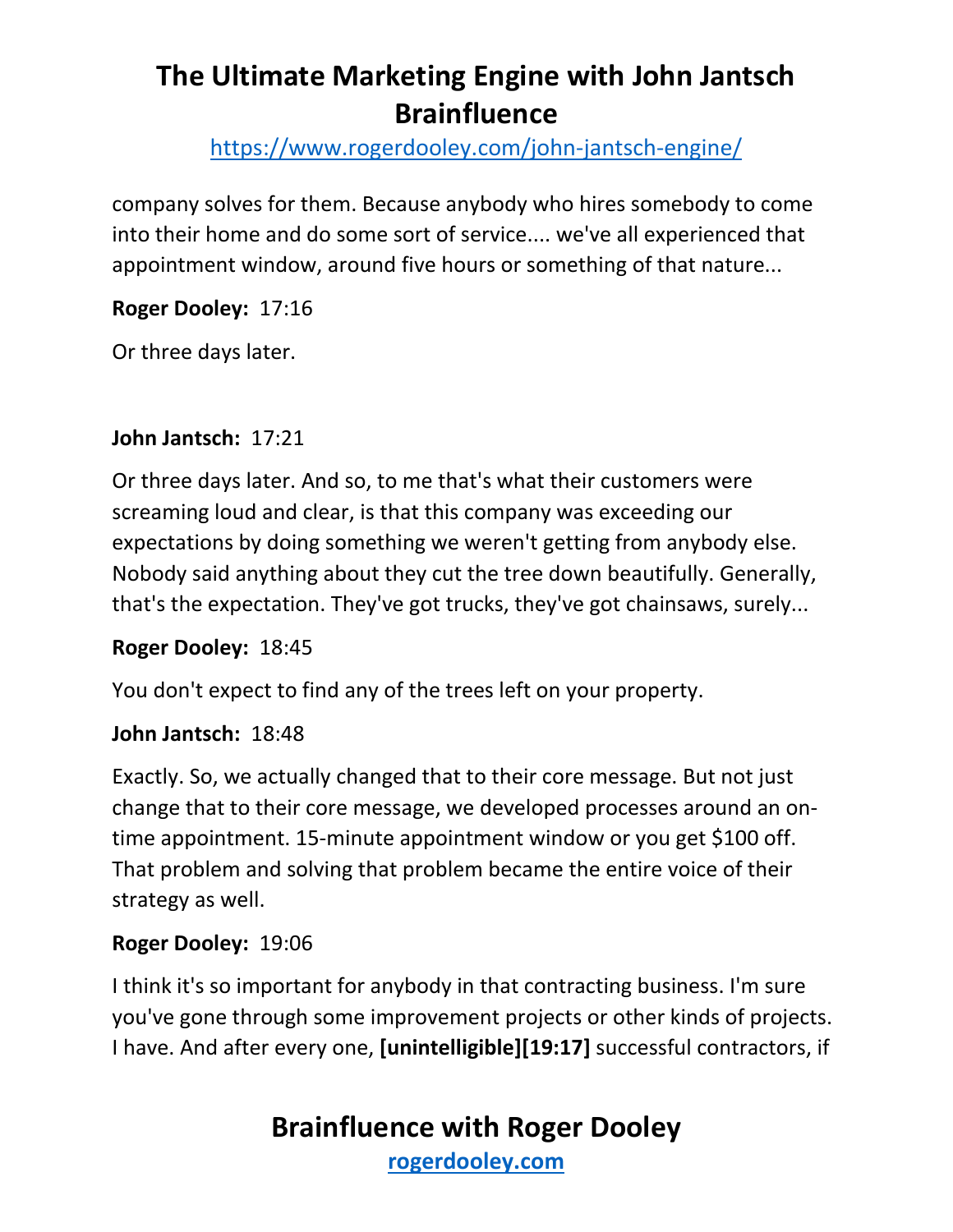company solves for them. Because anybody who hires somebody to come into their home and do some sort of service.... we've all experienced that appointment window, around five hours or something of that nature...

**Roger Dooley:** 17:16

Or three days later.

**John Jantsch:** 17:21

Or three days later. And so, to me that's what their customers were screaming loud and clear, is that this company was exceeding our expectations by doing something we weren't getting from anybody else. Nobody said anything about they cut the tree down beautifully. Generally, that's the expectation. They've got trucks, they've got chainsaws, surely...

**Roger Dooley:** 18:45

You don't expect to find any of the trees left on your property.

**John Jantsch:** 18:48

Exactly. So, we actually changed that to their core message. But not just change that to their core message, we developed processes around an on-time appointment. 15-minute appointment window or you get $100 off. That problem and solving that problem became the entire voice of their strategy as well.

**Roger Dooley:** 19:06

I think it's so important for anybody in that contracting business. I'm sure you've gone through some improvement projects or other kinds of projects. I have. And after every one, **[unintelligible][19:17]** successful contractors, if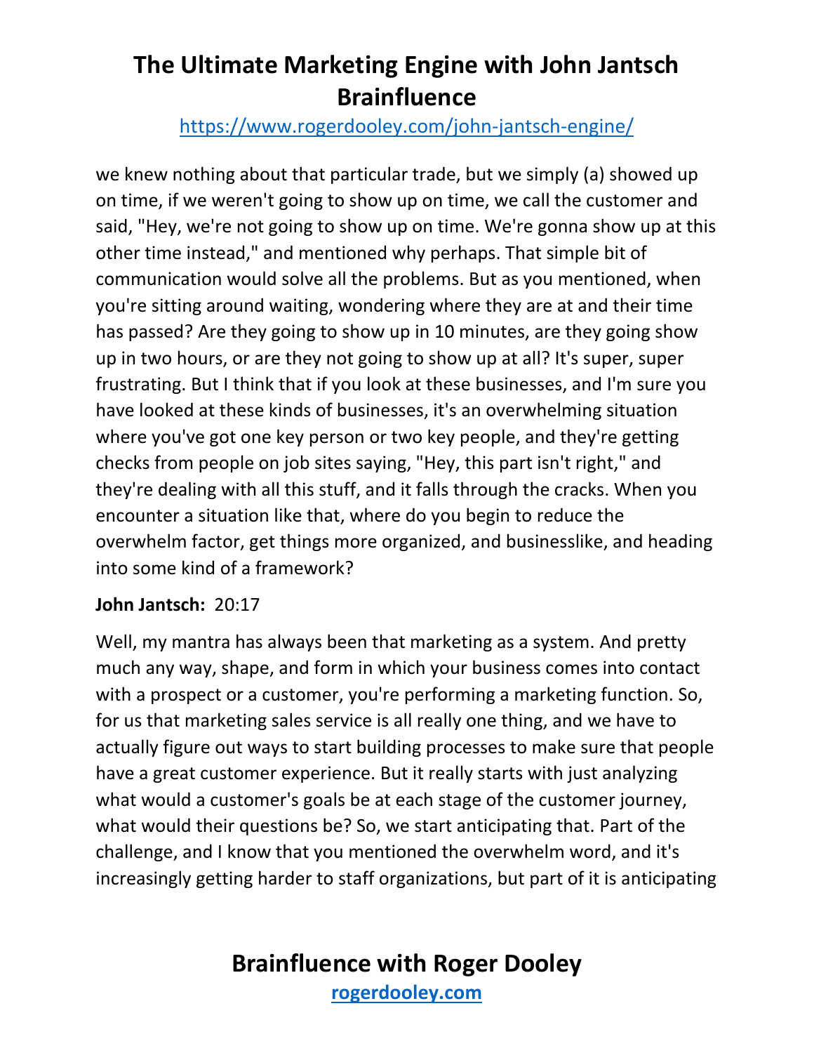we knew nothing about that particular trade, but we simply (a) showed up on time, if we weren't going to show up on time, we call the customer and said, "Hey, we're not going to show up on time. We're gonna show up at this other time instead," and mentioned why perhaps. That simple bit of communication would solve all the problems. But as you mentioned, when you're sitting around waiting, wondering where they are at and their time has passed? Are they going to show up in 10 minutes, are they going show up in two hours, or are they not going to show up at all? It's super, super frustrating. But I think that if you look at these businesses, and I'm sure you have looked at these kinds of businesses, it's an overwhelming situation where you've got one key person or two key people, and they're getting checks from people on job sites saying, "Hey, this part isn't right," and they're dealing with all this stuff, and it falls through the cracks. When you encounter a situation like that, where do you begin to reduce the overwhelm factor, get things more organized, and businesslike, and heading into some kind of a framework?

**John Jantsch:** 20:17

Well, my mantra has always been that marketing as a system. And pretty much any way, shape, and form in which your business comes into contact with a prospect or a customer, you're performing a marketing function. So, for us that marketing sales service is all really one thing, and we have to actually figure out ways to start building processes to make sure that people have a great customer experience. But it really starts with just analyzing what would a customer's goals be at each stage of the customer journey, what would their questions be? So, we start anticipating that. Part of the challenge, and I know that you mentioned the overwhelm word, and it's increasingly getting harder to staff organizations, but part of it is anticipating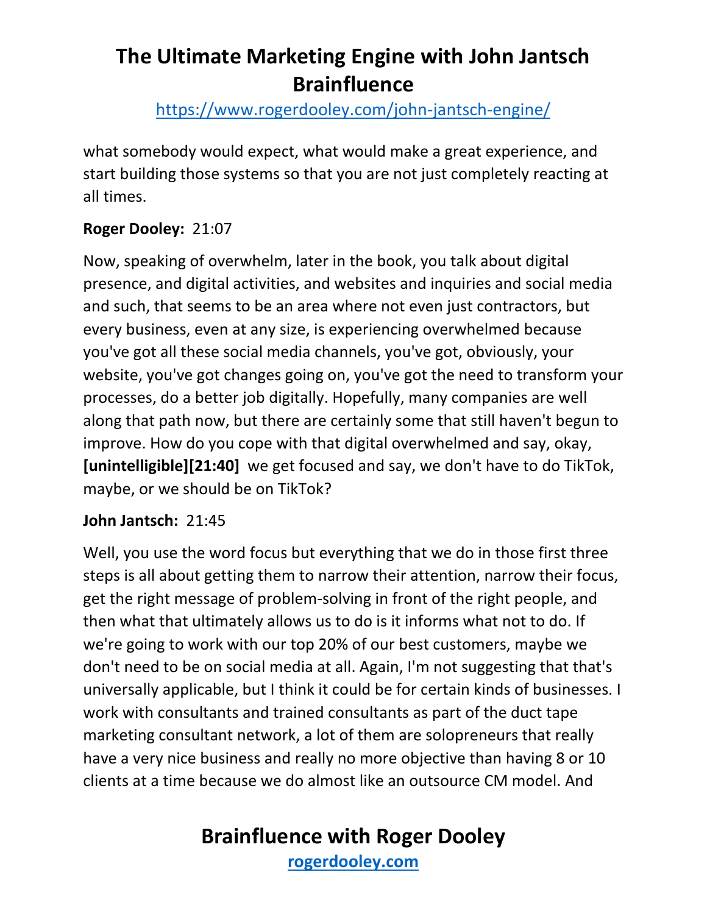what somebody would expect, what would make a great experience, and start building those systems so that you are not just completely reacting at all times.

**Roger Dooley:** 21:07

Now, speaking of overwhelm, later in the book, you talk about digital presence, and digital activities, and websites and inquiries and social media and such, that seems to be an area where not even just contractors, but every business, even at any size, is experiencing overwhelmed because you've got all these social media channels, you've got, obviously, your website, you've got changes going on, you've got the need to transform your processes, do a better job digitally. Hopefully, many companies are well along that path now, but there are certainly some that still haven't begun to improve. How do you cope with that digital overwhelmed and say, okay, **[unintelligible][21:40]** we get focused and say, we don't have to do TikTok, maybe, or we should be on TikTok?

**John Jantsch:** 21:45

Well, you use the word focus but everything that we do in those first three steps is all about getting them to narrow their attention, narrow their focus, get the right message of problem-solving in front of the right people, and then what that ultimately allows us to do is it informs what not to do. If we're going to work with our top 20% of our best customers, maybe we don't need to be on social media at all. Again, I'm not suggesting that that's universally applicable, but I think it could be for certain kinds of businesses. I work with consultants and trained consultants as part of the duct tape marketing consultant network, a lot of them are solopreneurs that really have a very nice business and really no more objective than having 8 or 10 clients at a time because we do almost like an outsource CM model. And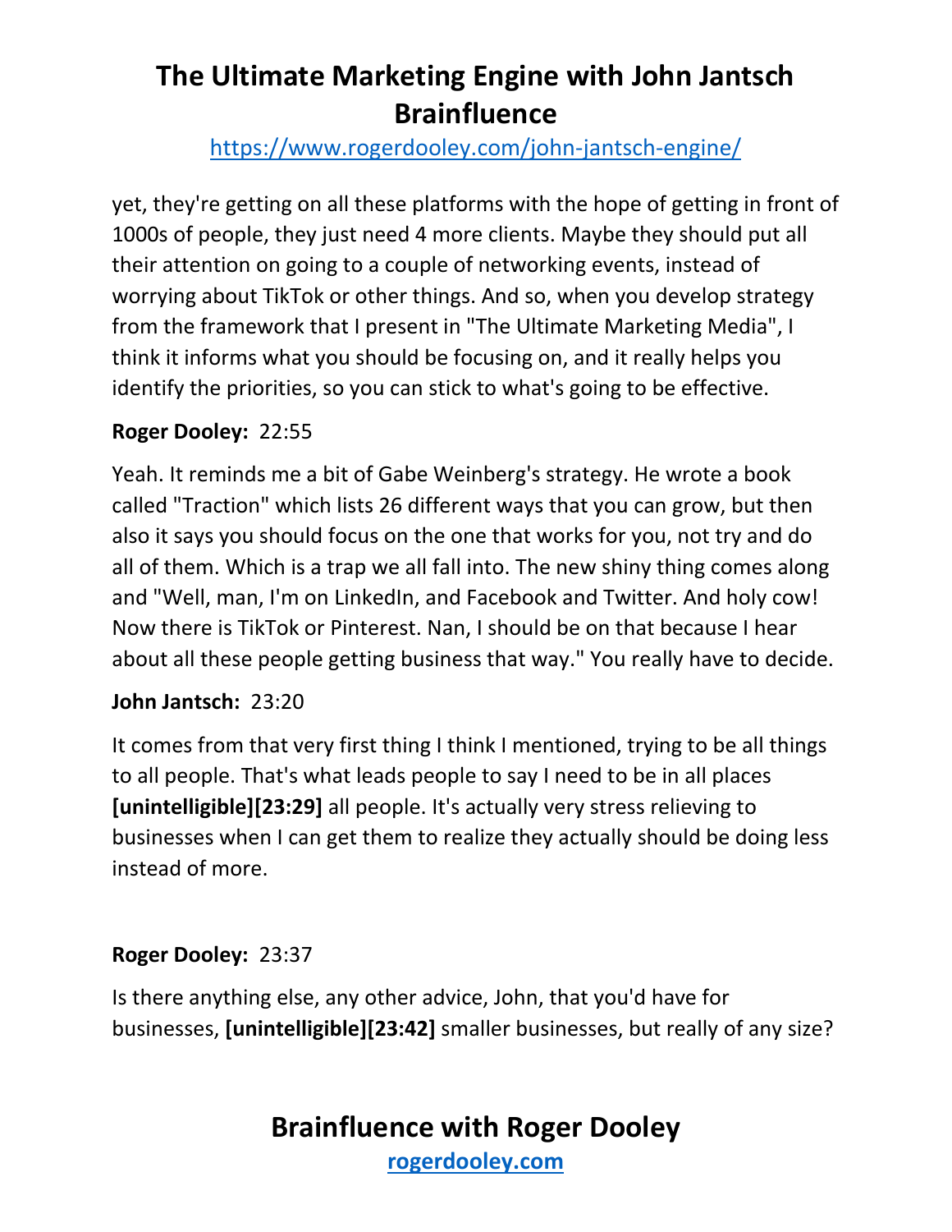yet, they're getting on all these platforms with the hope of getting in front of 1000s of people, they just need 4 more clients. Maybe they should put all their attention on going to a couple of networking events, instead of worrying about TikTok or other things. And so, when you develop strategy from the framework that I present in "The Ultimate Marketing Media", I think it informs what you should be focusing on, and it really helps you identify the priorities, so you can stick to what's going to be effective.

**Roger Dooley:** 22:55

Yeah. It reminds me a bit of Gabe Weinberg's strategy. He wrote a book called "Traction" which lists 26 different ways that you can grow, but then also it says you should focus on the one that works for you, not try and do all of them. Which is a trap we all fall into. The new shiny thing comes along and "Well, man, I'm on LinkedIn, and Facebook and Twitter. And holy cow! Now there is TikTok or Pinterest. Nan, I should be on that because I hear about all these people getting business that way." You really have to decide.

**John Jantsch:** 23:20

It comes from that very first thing I think I mentioned, trying to be all things to all people. That's what leads people to say I need to be in all places **[unintelligible][23:29]** all people. It's actually very stress relieving to businesses when I can get them to realize they actually should be doing less instead of more.

**Roger Dooley:** 23:37

Is there anything else, any other advice, John, that you'd have for businesses, **[unintelligible][23:42]** smaller businesses, but really of any size?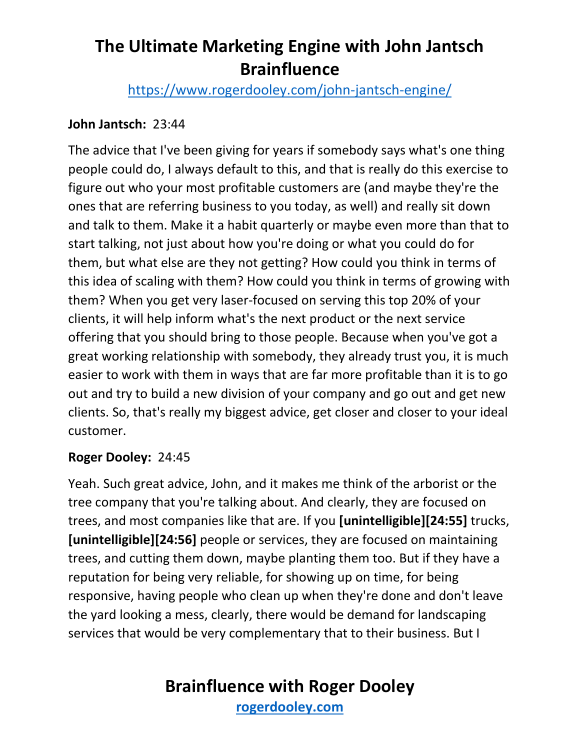**John Jantsch:** 23:44

The advice that I've been giving for years if somebody says what's one thing people could do, I always default to this, and that is really do this exercise to figure out who your most profitable customers are (and maybe they're the ones that are referring business to you today, as well) and really sit down and talk to them. Make it a habit quarterly or maybe even more than that to start talking, not just about how you're doing or what you could do for them, but what else are they not getting? How could you think in terms of this idea of scaling with them? How could you think in terms of growing with them? When you get very laser-focused on serving this top 20% of your clients, it will help inform what's the next product or the next service offering that you should bring to those people. Because when you've got a great working relationship with somebody, they already trust you, it is much easier to work with them in ways that are far more profitable than it is to go out and try to build a new division of your company and go out and get new clients. So, that's really my biggest advice, get closer and closer to your ideal customer.

**Roger Dooley:** 24:45

Yeah. Such great advice, John, and it makes me think of the arborist or the tree company that you're talking about. And clearly, they are focused on trees, and most companies like that are. If you **[unintelligible][24:55]** trucks, **[unintelligible][24:56]** people or services, they are focused on maintaining trees, and cutting them down, maybe planting them too. But if they have a reputation for being very reliable, for showing up on time, for being responsive, having people who clean up when they're done and don't leave the yard looking a mess, clearly, there would be demand for landscaping services that would be very complementary that to their business. But I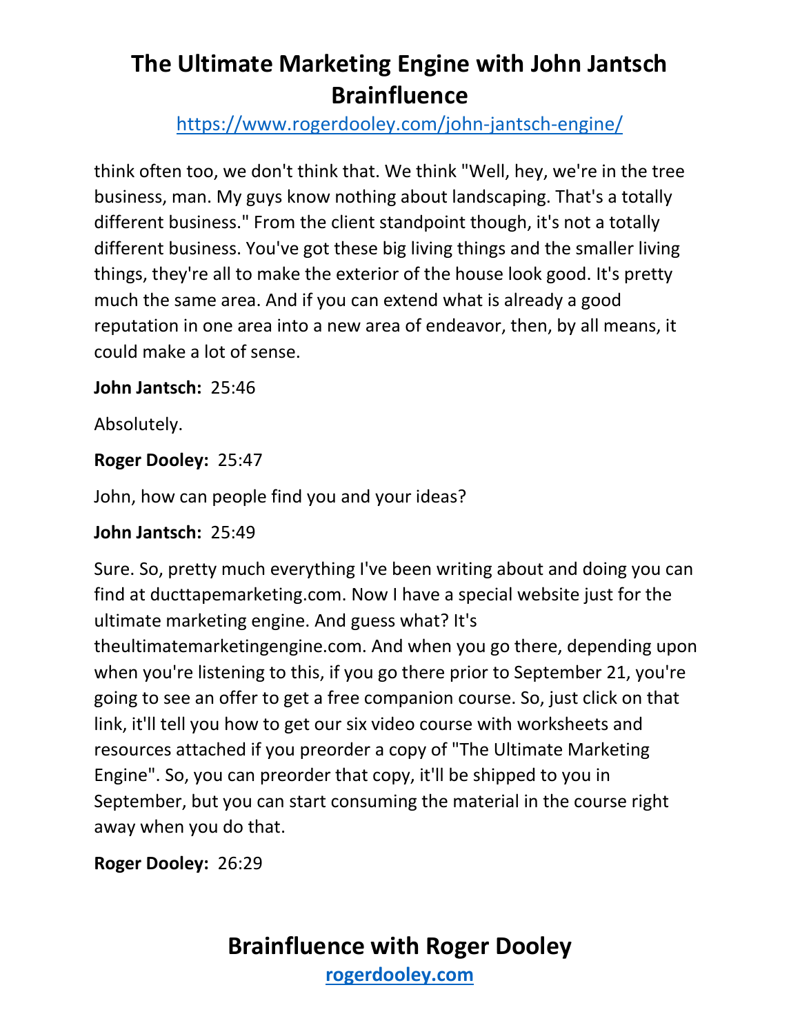think often too, we don't think that. We think "Well, hey, we're in the tree business, man. My guys know nothing about landscaping. That's a totally different business." From the client standpoint though, it's not a totally different business. You've got these big living things and the smaller living things, they're all to make the exterior of the house look good. It's pretty much the same area. And if you can extend what is already a good reputation in one area into a new area of endeavor, then, by all means, it could make a lot of sense.

**John Jantsch:** 25:46

Absolutely.

**Roger Dooley:** 25:47

John, how can people find you and your ideas?

**John Jantsch:** 25:49

Sure. So, pretty much everything I've been writing about and doing you can find at ducttapemarketing.com. Now I have a special website just for the ultimate marketing engine. And guess what? It's theultimatemarketingengine.com. And when you go there, depending upon when you're listening to this, if you go there prior to September 21, you're going to see an offer to get a free companion course. So, just click on that link, it'll tell you how to get our six video course with worksheets and resources attached if you preorder a copy of "The Ultimate Marketing Engine". So, you can preorder that copy, it'll be shipped to you in September, but you can start consuming the material in the course right away when you do that.

**Roger Dooley:** 26:29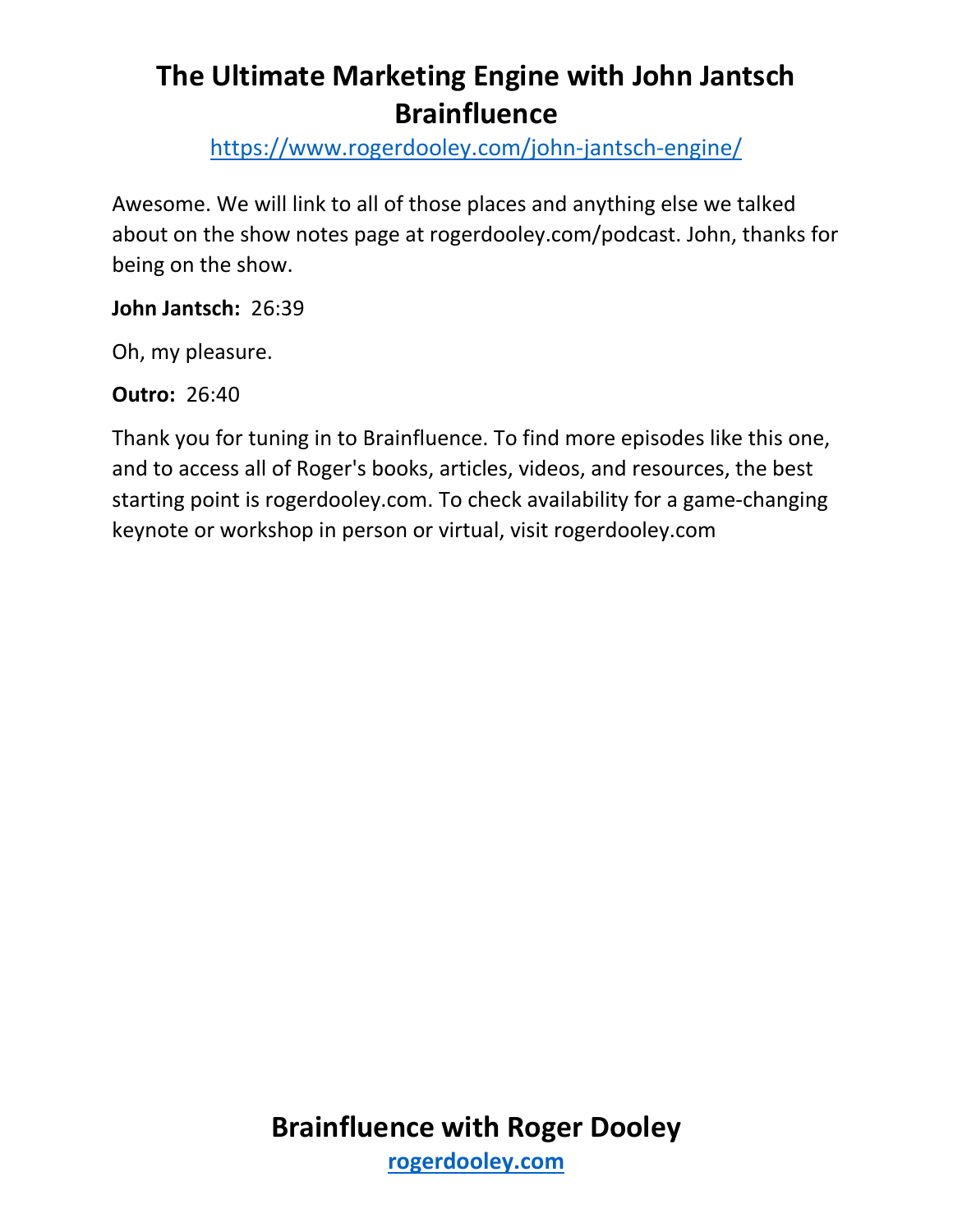Awesome. We will link to all of those places and anything else we talked about on the show notes page at rogerdooley.com/podcast. John, thanks for being on the show.

**John Jantsch:** 26:39

Oh, my pleasure.

**Outro:** 26:40

Thank you for tuning in to Brainfluence. To find more episodes like this one, and to access all of Roger's books, articles, videos, and resources, the best starting point is rogerdooley.com. To check availability for a game-changing keynote or workshop in person or virtual, visit rogerdooley.com